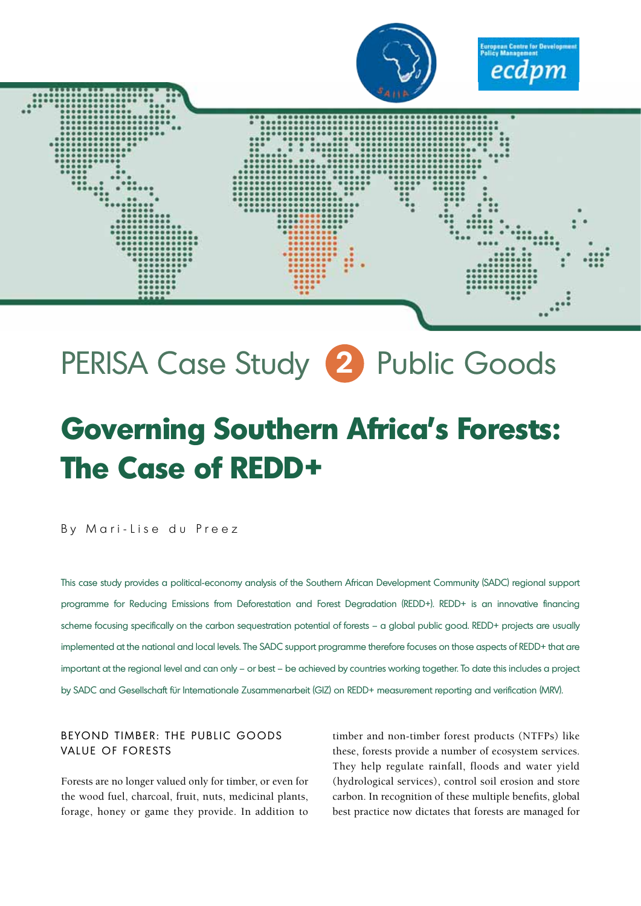# PERISA Case Study 2 Public Goods

# Governing Southern Africa's Forests: The Case of REDD+

By Mari-Lise du Preez

This case study provides a political-economy analysis of the Southern African Development Community (SADC) regional support programme for Reducing Emissions from Deforestation and Forest Degradation (REDD+). REDD+ is an innovative financing scheme focusing specifically on the carbon sequestration potential of forests – a global public good. REDD+ projects are usually implemented at the national and local levels. The SADC support programme therefore focuses on those aspects of REDD+ that are important at the regional level and can only – or best – be achieved by countries working together. To date this includes a project by SADC and Gesellschaft für Internationale Zusammenarbeit (GIZ) on REDD+ measurement reporting and verification (MRV).

## BEYOND TIMBER: THE PUBLIC GOODS VALUE OF FORESTS

Forests are no longer valued only for timber, or even for the wood fuel, charcoal, fruit, nuts, medicinal plants, forage, honey or game they provide. In addition to timber and non-timber forest products (NTFPs) like these, forests provide a number of ecosystem services. They help regulate rainfall, floods and water yield (hydrological services), control soil erosion and store carbon. In recognition of these multiple benefits, global best practice now dictates that forests are managed for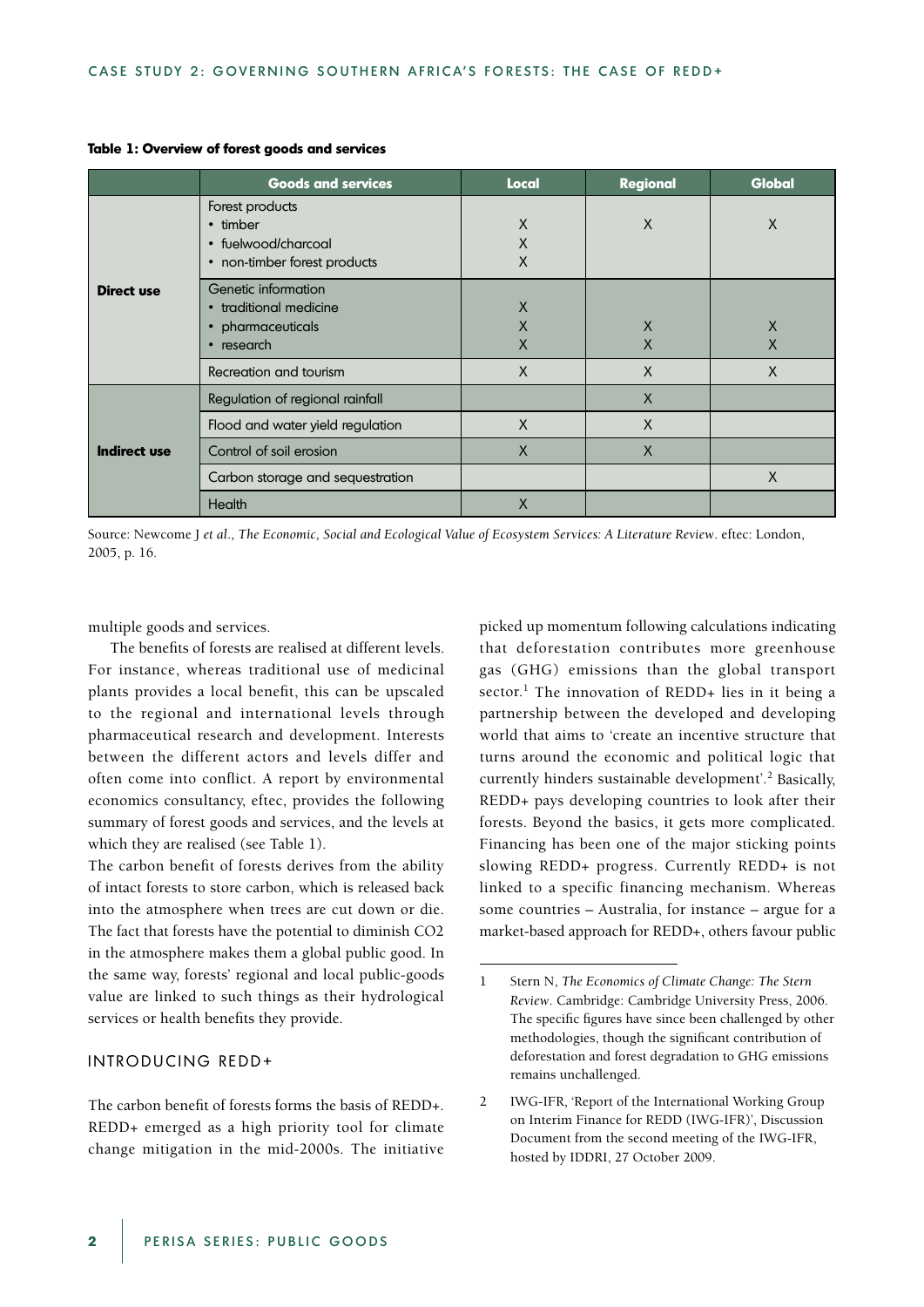**Table 1: Overview of forest goods and services**

| | Goods and services | Local | Regional | Global |
|---|---|---|---|---|
| **Direct use** | Forest products<br>• timber<br>• fuelwood/charcoal<br>• non-timber forest products | <br>X<br>X<br>X | <br>X | <br>X |
| | Genetic information<br>• traditional medicine<br>• pharmaceuticals<br>• research | <br>X<br>X<br>X | <br><br>X<br>X | <br><br>X<br>X |
| | Recreation and tourism | X | X | X |
| **Indirect use** | Regulation of regional rainfall | | X | |
| | Flood and water yield regulation | X | X | |
| | Control of soil erosion | X | X | |
| | Carbon storage and sequestration | | | X |
| | Health | X | | |

Source: Newcome J *et al*., *The Economic, Social and Ecological Value of Ecosystem Services: A Literature Review*. eftec: London, 2005, p. 16.

multiple goods and services.

The benefits of forests are realised at different levels. For instance, whereas traditional use of medicinal plants provides a local benefit, this can be upscaled to the regional and international levels through pharmaceutical research and development. Interests between the different actors and levels differ and often come into conflict. A report by environmental economics consultancy, eftec, provides the following summary of forest goods and services, and the levels at which they are realised (see Table 1).

The carbon benefit of forests derives from the ability of intact forests to store carbon, which is released back into the atmosphere when trees are cut down or die. The fact that forests have the potential to diminish $CO_2$ in the atmosphere makes them a global public good. In the same way, forests' regional and local public-goods value are linked to such things as their hydrological services or health benefits they provide.

## INTRODUCING REDD+

The carbon benefit of forests forms the basis of REDD+. REDD+ emerged as a high priority tool for climate change mitigation in the mid-2000s. The initiative picked up momentum following calculations indicating that deforestation contributes more greenhouse gas (GHG) emissions than the global transport sector.[1] The innovation of REDD+ lies in it being a partnership between the developed and developing world that aims to 'create an incentive structure that turns around the economic and political logic that currently hinders sustainable development'.[2] Basically, REDD+ pays developing countries to look after their forests. Beyond the basics, it gets more complicated. Financing has been one of the major sticking points slowing REDD+ progress. Currently REDD+ is not linked to a specific financing mechanism. Whereas some countries – Australia, for instance – argue for a market-based approach for REDD+, others favour public

1 Stern N, *The Economics of Climate Change: The Stern Review*. Cambridge: Cambridge University Press, 2006. The specific figures have since been challenged by other methodologies, though the significant contribution of deforestation and forest degradation to GHG emissions remains unchallenged.

2 IWG-IFR, 'Report of the International Working Group on Interim Finance for REDD (IWG-IFR)', Discussion Document from the second meeting of the IWG-IFR, hosted by IDDRI, 27 October 2009.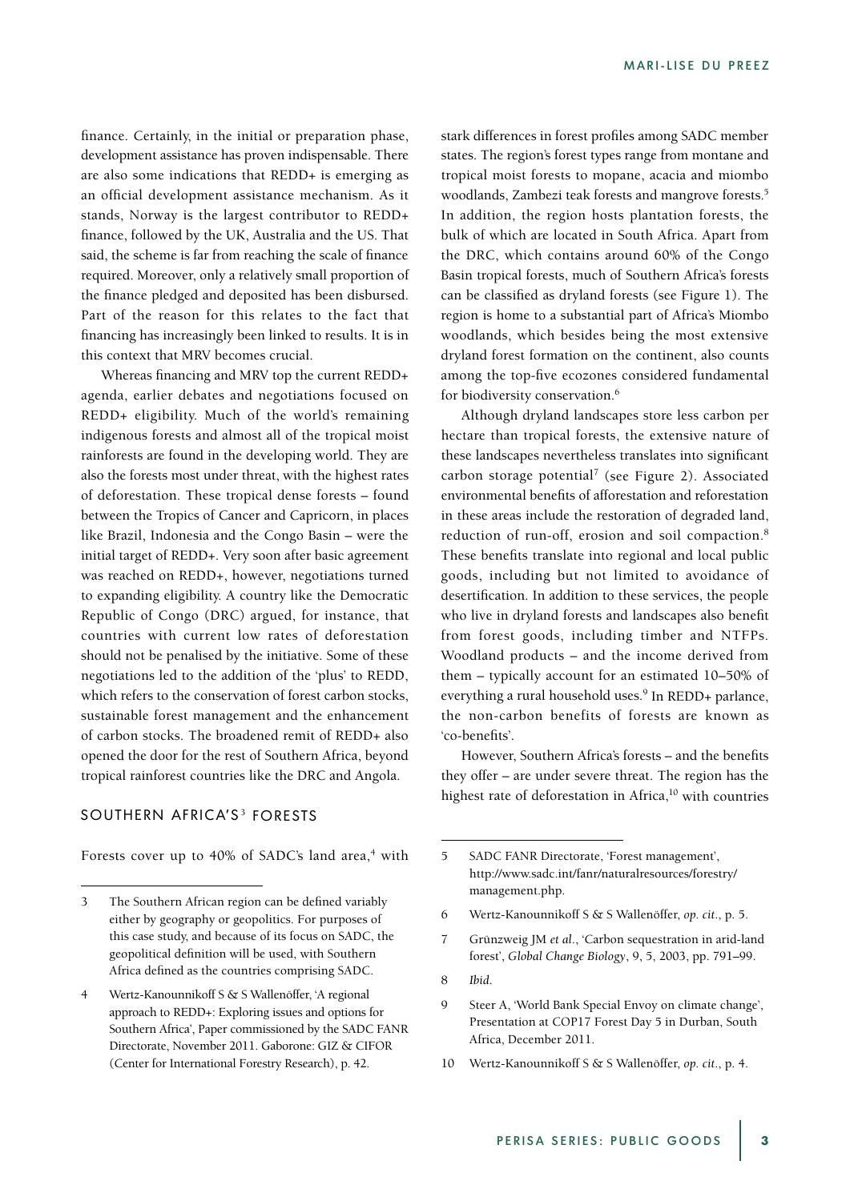finance. Certainly, in the initial or preparation phase, development assistance has proven indispensable. There are also some indications that REDD+ is emerging as an official development assistance mechanism. As it stands, Norway is the largest contributor to REDD+ finance, followed by the UK, Australia and the US. That said, the scheme is far from reaching the scale of finance required. Moreover, only a relatively small proportion of the finance pledged and deposited has been disbursed. Part of the reason for this relates to the fact that financing has increasingly been linked to results. It is in this context that MRV becomes crucial.

Whereas financing and MRV top the current REDD+ agenda, earlier debates and negotiations focused on REDD+ eligibility. Much of the world's remaining indigenous forests and almost all of the tropical moist rainforests are found in the developing world. They are also the forests most under threat, with the highest rates of deforestation. These tropical dense forests – found between the Tropics of Cancer and Capricorn, in places like Brazil, Indonesia and the Congo Basin – were the initial target of REDD+. Very soon after basic agreement was reached on REDD+, however, negotiations turned to expanding eligibility. A country like the Democratic Republic of Congo (DRC) argued, for instance, that countries with current low rates of deforestation should not be penalised by the initiative. Some of these negotiations led to the addition of the 'plus' to REDD, which refers to the conservation of forest carbon stocks, sustainable forest management and the enhancement of carbon stocks. The broadened remit of REDD+ also opened the door for the rest of Southern Africa, beyond tropical rainforest countries like the DRC and Angola.

## SOUTHERN AFRICA'S[3] FORESTS

Forests cover up to 40% of SADC's land area,[4] with stark differences in forest profiles among SADC member states. The region's forest types range from montane and tropical moist forests to mopane, acacia and miombo woodlands, Zambezi teak forests and mangrove forests.[5] In addition, the region hosts plantation forests, the bulk of which are located in South Africa. Apart from the DRC, which contains around 60% of the Congo Basin tropical forests, much of Southern Africa's forests can be classified as dryland forests (see Figure 1). The region is home to a substantial part of Africa's Miombo woodlands, which besides being the most extensive dryland forest formation on the continent, also counts among the top-five ecozones considered fundamental for biodiversity conservation.[6]

Although dryland landscapes store less carbon per hectare than tropical forests, the extensive nature of these landscapes nevertheless translates into significant carbon storage potential[7] (see Figure 2). Associated environmental benefits of afforestation and reforestation in these areas include the restoration of degraded land, reduction of run-off, erosion and soil compaction.[8] These benefits translate into regional and local public goods, including but not limited to avoidance of desertification. In addition to these services, the people who live in dryland forests and landscapes also benefit from forest goods, including timber and NTFPs. Woodland products – and the income derived from them – typically account for an estimated 10–50% of everything a rural household uses.[9] In REDD+ parlance, the non-carbon benefits of forests are known as 'co-benefits'.

However, Southern Africa's forests – and the benefits they offer – are under severe threat. The region has the highest rate of deforestation in Africa,[10] with countries

---

3 The Southern African region can be defined variably either by geography or geopolitics. For purposes of this case study, and because of its focus on SADC, the geopolitical definition will be used, with Southern Africa defined as the countries comprising SADC.

4 Wertz-Kanounnikoff S & S Wallenöffer, 'A regional approach to REDD+: Exploring issues and options for Southern Africa', Paper commissioned by the SADC FANR Directorate, November 2011. Gaborone: GIZ & CIFOR (Center for International Forestry Research), p. 42.

5 SADC FANR Directorate, 'Forest management', http://www.sadc.int/fanr/naturalresources/forestry/management.php.

6 Wertz-Kanounnikoff S & S Wallenöffer, *op. cit.*, p. 5.

7 Grünzweig JM *et al.*, 'Carbon sequestration in arid-land forest', *Global Change Biology*, 9, 5, 2003, pp. 791–99.

8 *Ibid.*

9 Steer A, 'World Bank Special Envoy on climate change', Presentation at COP17 Forest Day 5 in Durban, South Africa, December 2011.

10 Wertz-Kanounnikoff S & S Wallenöffer, *op. cit.*, p. 4.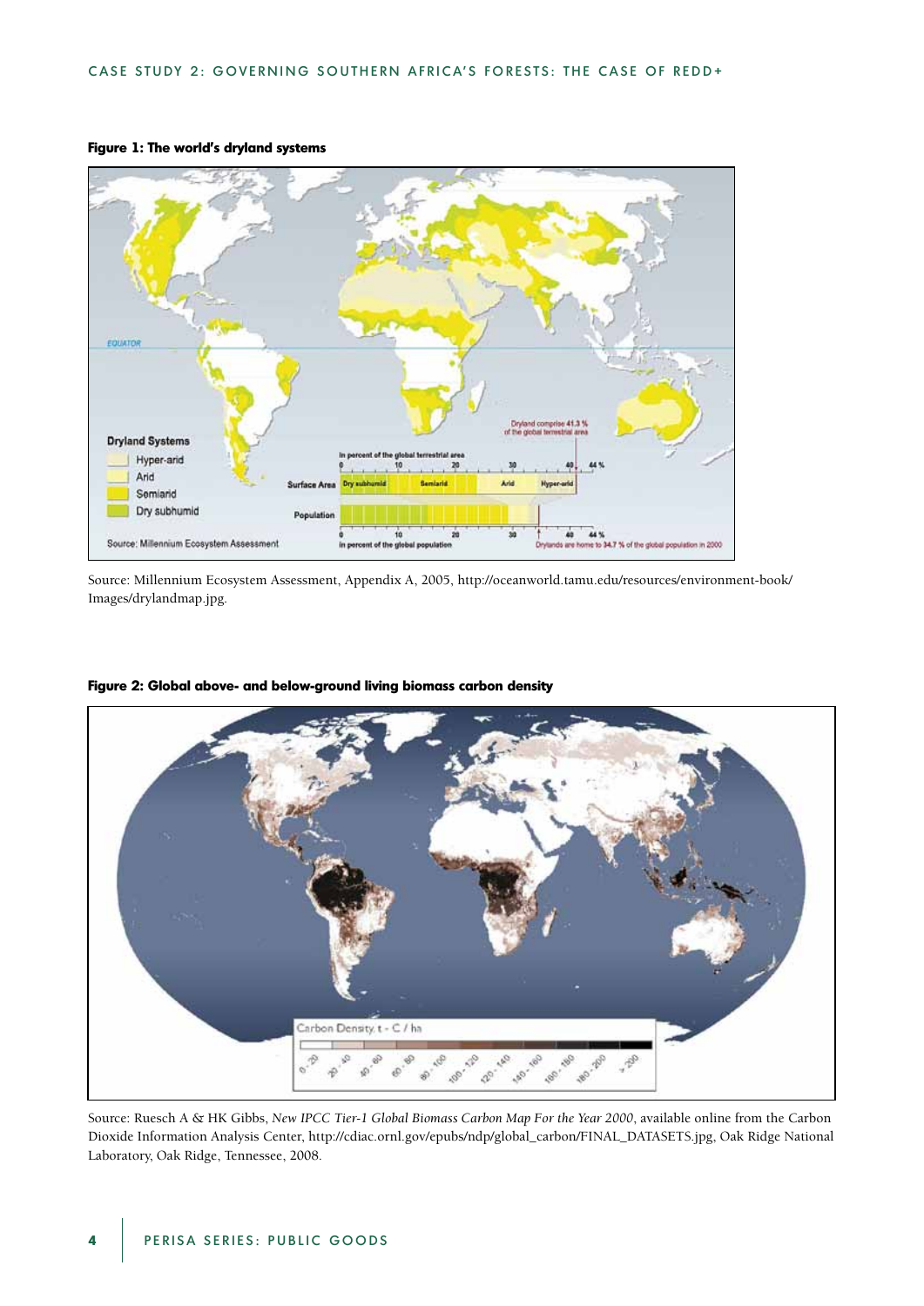**Figure 1: The world's dryland systems**

Source: Millennium Ecosystem Assessment, Appendix A, 2005, http://oceanworld.tamu.edu/resources/environment-book/Images/drylandmap.jpg.

**Figure 2: Global above- and below-ground living biomass carbon density**

Source: Ruesch A & HK Gibbs, *New IPCC Tier-1 Global Biomass Carbon Map For the Year 2000*, available online from the Carbon Dioxide Information Analysis Center, http://cdiac.ornl.gov/epubs/ndp/global_carbon/FINAL_DATASETS.jpg, Oak Ridge National Laboratory, Oak Ridge, Tennessee, 2008.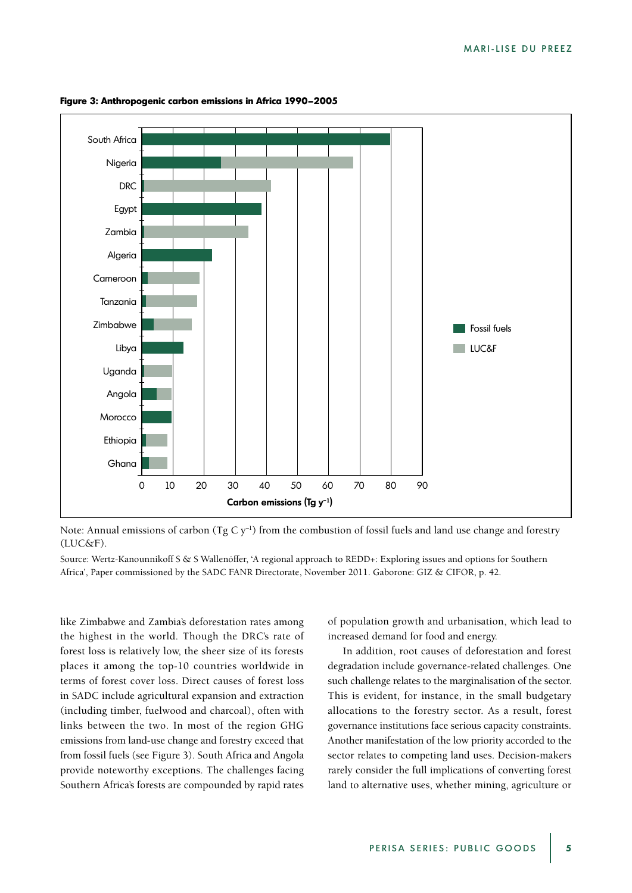**Figure 3: Anthropogenic carbon emissions in Africa 1990–2005**

Note: Annual emissions of carbon (Tg C $y^{-1}$) from the combustion of fossil fuels and land use change and forestry (LUC&F).

Source: Wertz-Kanounnikoff S & S Wallenöffer, 'A regional approach to REDD+: Exploring issues and options for Southern Africa', Paper commissioned by the SADC FANR Directorate, November 2011. Gaborone: GIZ & CIFOR, p. 42.

like Zimbabwe and Zambia's deforestation rates among the highest in the world. Though the DRC's rate of forest loss is relatively low, the sheer size of its forests places it among the top-10 countries worldwide in terms of forest cover loss. Direct causes of forest loss in SADC include agricultural expansion and extraction (including timber, fuelwood and charcoal), often with links between the two. In most of the region GHG emissions from land-use change and forestry exceed that from fossil fuels (see Figure 3). South Africa and Angola provide noteworthy exceptions. The challenges facing Southern Africa's forests are compounded by rapid rates of population growth and urbanisation, which lead to increased demand for food and energy.

In addition, root causes of deforestation and forest degradation include governance-related challenges. One such challenge relates to the marginalisation of the sector. This is evident, for instance, in the small budgetary allocations to the forestry sector. As a result, forest governance institutions face serious capacity constraints. Another manifestation of the low priority accorded to the sector relates to competing land uses. Decision-makers rarely consider the full implications of converting forest land to alternative uses, whether mining, agriculture or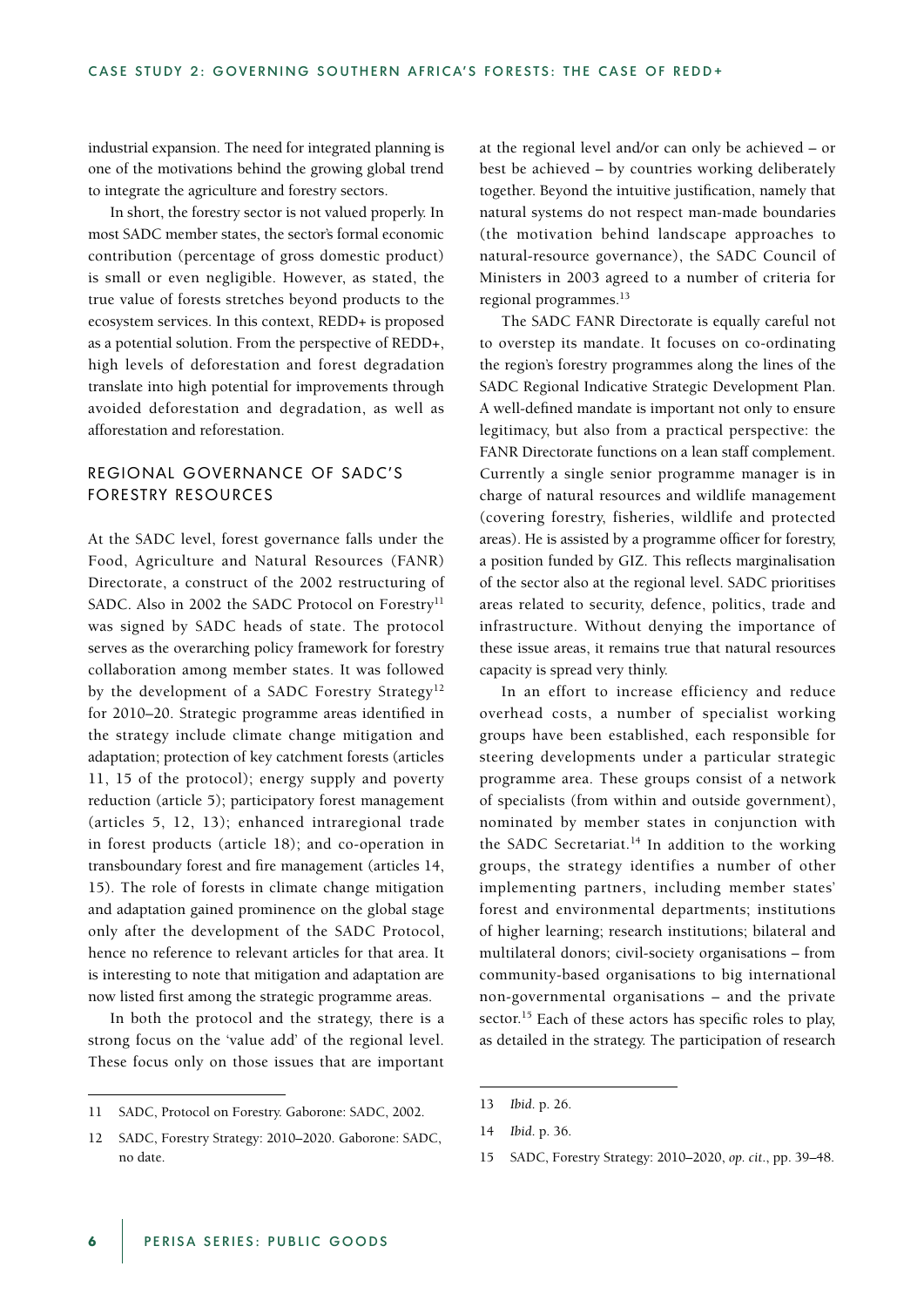industrial expansion. The need for integrated planning is one of the motivations behind the growing global trend to integrate the agriculture and forestry sectors.

In short, the forestry sector is not valued properly. In most SADC member states, the sector's formal economic contribution (percentage of gross domestic product) is small or even negligible. However, as stated, the true value of forests stretches beyond products to the ecosystem services. In this context, REDD+ is proposed as a potential solution. From the perspective of REDD+, high levels of deforestation and forest degradation translate into high potential for improvements through avoided deforestation and degradation, as well as afforestation and reforestation.

## REGIONAL GOVERNANCE OF SADC'S FORESTRY RESOURCES

At the SADC level, forest governance falls under the Food, Agriculture and Natural Resources (FANR) Directorate, a construct of the 2002 restructuring of SADC. Also in 2002 the SADC Protocol on Forestry[11] was signed by SADC heads of state. The protocol serves as the overarching policy framework for forestry collaboration among member states. It was followed by the development of a SADC Forestry Strategy[12] for 2010–20. Strategic programme areas identified in the strategy include climate change mitigation and adaptation; protection of key catchment forests (articles 11, 15 of the protocol); energy supply and poverty reduction (article 5); participatory forest management (articles 5, 12, 13); enhanced intraregional trade in forest products (article 18); and co-operation in transboundary forest and fire management (articles 14, 15). The role of forests in climate change mitigation and adaptation gained prominence on the global stage only after the development of the SADC Protocol, hence no reference to relevant articles for that area. It is interesting to note that mitigation and adaptation are now listed first among the strategic programme areas.

In both the protocol and the strategy, there is a strong focus on the 'value add' of the regional level. These focus only on those issues that are important at the regional level and/or can only be achieved – or best be achieved – by countries working deliberately together. Beyond the intuitive justification, namely that natural systems do not respect man-made boundaries (the motivation behind landscape approaches to natural-resource governance), the SADC Council of Ministers in 2003 agreed to a number of criteria for regional programmes.[13]

The SADC FANR Directorate is equally careful not to overstep its mandate. It focuses on co-ordinating the region's forestry programmes along the lines of the SADC Regional Indicative Strategic Development Plan. A well-defined mandate is important not only to ensure legitimacy, but also from a practical perspective: the FANR Directorate functions on a lean staff complement. Currently a single senior programme manager is in charge of natural resources and wildlife management (covering forestry, fisheries, wildlife and protected areas). He is assisted by a programme officer for forestry, a position funded by GIZ. This reflects marginalisation of the sector also at the regional level. SADC prioritises areas related to security, defence, politics, trade and infrastructure. Without denying the importance of these issue areas, it remains true that natural resources capacity is spread very thinly.

In an effort to increase efficiency and reduce overhead costs, a number of specialist working groups have been established, each responsible for steering developments under a particular strategic programme area. These groups consist of a network of specialists (from within and outside government), nominated by member states in conjunction with the SADC Secretariat.[14] In addition to the working groups, the strategy identifies a number of other implementing partners, including member states' forest and environmental departments; institutions of higher learning; research institutions; bilateral and multilateral donors; civil-society organisations – from community-based organisations to big international non-governmental organisations – and the private sector.[15] Each of these actors has specific roles to play, as detailed in the strategy. The participation of research

---

11 SADC, Protocol on Forestry. Gaborone: SADC, 2002.

12 SADC, Forestry Strategy: 2010–2020. Gaborone: SADC, no date.

13 *Ibid*. p. 26.

14 *Ibid*. p. 36.

15 SADC, Forestry Strategy: 2010–2020, *op. cit*., pp. 39–48.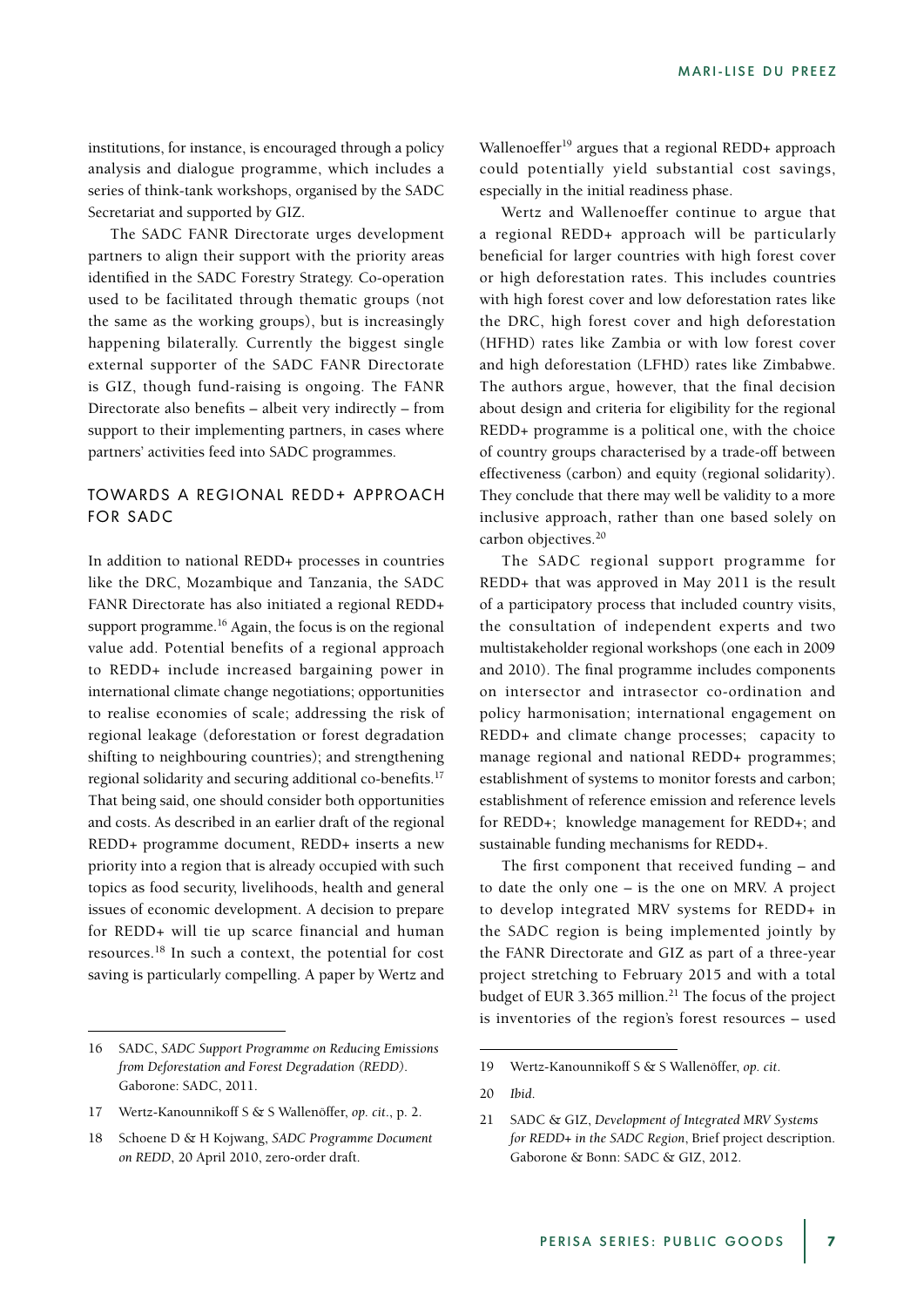institutions, for instance, is encouraged through a policy analysis and dialogue programme, which includes a series of think-tank workshops, organised by the SADC Secretariat and supported by GIZ.

The SADC FANR Directorate urges development partners to align their support with the priority areas identified in the SADC Forestry Strategy. Co-operation used to be facilitated through thematic groups (not the same as the working groups), but is increasingly happening bilaterally. Currently the biggest single external supporter of the SADC FANR Directorate is GIZ, though fund-raising is ongoing. The FANR Directorate also benefits – albeit very indirectly – from support to their implementing partners, in cases where partners' activities feed into SADC programmes.

## TOWARDS A REGIONAL REDD+ APPROACH FOR SADC

In addition to national REDD+ processes in countries like the DRC, Mozambique and Tanzania, the SADC FANR Directorate has also initiated a regional REDD+ support programme.[16] Again, the focus is on the regional value add. Potential benefits of a regional approach to REDD+ include increased bargaining power in international climate change negotiations; opportunities to realise economies of scale; addressing the risk of regional leakage (deforestation or forest degradation shifting to neighbouring countries); and strengthening regional solidarity and securing additional co-benefits.[17] That being said, one should consider both opportunities and costs. As described in an earlier draft of the regional REDD+ programme document, REDD+ inserts a new priority into a region that is already occupied with such topics as food security, livelihoods, health and general issues of economic development. A decision to prepare for REDD+ will tie up scarce financial and human resources.[18] In such a context, the potential for cost saving is particularly compelling. A paper by Wertz and Wallenoeffer[19] argues that a regional REDD+ approach could potentially yield substantial cost savings, especially in the initial readiness phase.

Wertz and Wallenoeffer continue to argue that a regional REDD+ approach will be particularly beneficial for larger countries with high forest cover or high deforestation rates. This includes countries with high forest cover and low deforestation rates like the DRC, high forest cover and high deforestation (HFHD) rates like Zambia or with low forest cover and high deforestation (LFHD) rates like Zimbabwe. The authors argue, however, that the final decision about design and criteria for eligibility for the regional REDD+ programme is a political one, with the choice of country groups characterised by a trade-off between effectiveness (carbon) and equity (regional solidarity). They conclude that there may well be validity to a more inclusive approach, rather than one based solely on carbon objectives.[20]

The SADC regional support programme for REDD+ that was approved in May 2011 is the result of a participatory process that included country visits, the consultation of independent experts and two multistakeholder regional workshops (one each in 2009 and 2010). The final programme includes components on intersector and intrasector co-ordination and policy harmonisation; international engagement on REDD+ and climate change processes; capacity to manage regional and national REDD+ programmes; establishment of systems to monitor forests and carbon; establishment of reference emission and reference levels for REDD+; knowledge management for REDD+; and sustainable funding mechanisms for REDD+.

The first component that received funding – and to date the only one – is the one on MRV. A project to develop integrated MRV systems for REDD+ in the SADC region is being implemented jointly by the FANR Directorate and GIZ as part of a three-year project stretching to February 2015 and with a total budget of EUR 3.365 million.[21] The focus of the project is inventories of the region's forest resources – used

---

16 SADC, *SADC Support Programme on Reducing Emissions from Deforestation and Forest Degradation (REDD)*. Gaborone: SADC, 2011.

17 Wertz-Kanounnikoff S & S Wallenöffer, *op. cit*., p. 2.

18 Schoene D & H Kojwang, *SADC Programme Document on REDD*, 20 April 2010, zero-order draft.

19 Wertz-Kanounnikoff S & S Wallenöffer, *op. cit*.

20 *Ibid*.

21 SADC & GIZ, *Development of Integrated MRV Systems for REDD+ in the SADC Region*, Brief project description. Gaborone & Bonn: SADC & GIZ, 2012.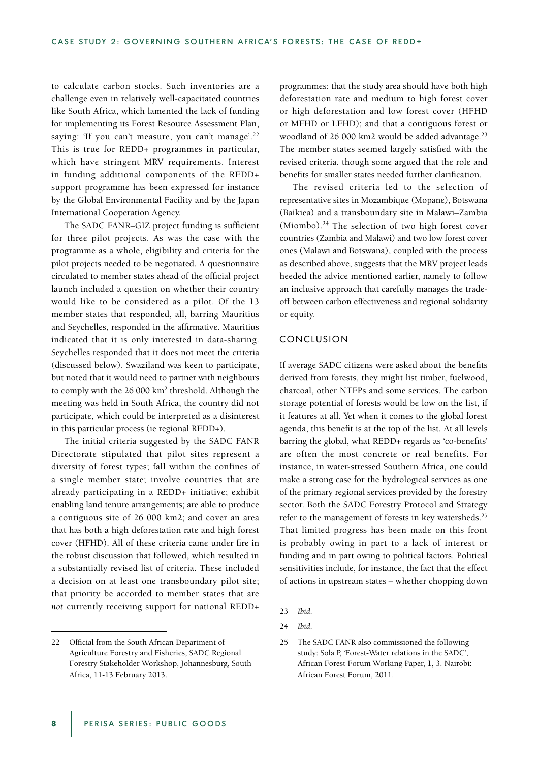to calculate carbon stocks. Such inventories are a challenge even in relatively well-capacitated countries like South Africa, which lamented the lack of funding for implementing its Forest Resource Assessment Plan, saying: 'If you can't measure, you can't manage'.[22] This is true for REDD+ programmes in particular, which have stringent MRV requirements. Interest in funding additional components of the REDD+ support programme has been expressed for instance by the Global Environmental Facility and by the Japan International Cooperation Agency.

The SADC FANR–GIZ project funding is sufficient for three pilot projects. As was the case with the programme as a whole, eligibility and criteria for the pilot projects needed to be negotiated. A questionnaire circulated to member states ahead of the official project launch included a question on whether their country would like to be considered as a pilot. Of the 13 member states that responded, all, barring Mauritius and Seychelles, responded in the affirmative. Mauritius indicated that it is only interested in data-sharing. Seychelles responded that it does not meet the criteria (discussed below). Swaziland was keen to participate, but noted that it would need to partner with neighbours to comply with the 26 000 km$^2$ threshold. Although the meeting was held in South Africa, the country did not participate, which could be interpreted as a disinterest in this particular process (ie regional REDD+).

The initial criteria suggested by the SADC FANR Directorate stipulated that pilot sites represent a diversity of forest types; fall within the confines of a single member state; involve countries that are already participating in a REDD+ initiative; exhibit enabling land tenure arrangements; are able to produce a contiguous site of 26 000 km2; and cover an area that has both a high deforestation rate and high forest cover (HFHD). All of these criteria came under fire in the robust discussion that followed, which resulted in a substantially revised list of criteria. These included a decision on at least one transboundary pilot site; that priority be accorded to member states that are *not* currently receiving support for national REDD+ programmes; that the study area should have both high deforestation rate and medium to high forest cover or high deforestation and low forest cover (HFHD or MFHD or LFHD); and that a contiguous forest or woodland of 26 000 km2 would be added advantage.[23] The member states seemed largely satisfied with the revised criteria, though some argued that the role and benefits for smaller states needed further clarification.

The revised criteria led to the selection of representative sites in Mozambique (Mopane), Botswana (Baikiea) and a transboundary site in Malawi–Zambia (Miombo).[24] The selection of two high forest cover countries (Zambia and Malawi) and two low forest cover ones (Malawi and Botswana), coupled with the process as described above, suggests that the MRV project leads heeded the advice mentioned earlier, namely to follow an inclusive approach that carefully manages the trade-off between carbon effectiveness and regional solidarity or equity.

## CONCLUSION

If average SADC citizens were asked about the benefits derived from forests, they might list timber, fuelwood, charcoal, other NTFPs and some services. The carbon storage potential of forests would be low on the list, if it features at all. Yet when it comes to the global forest agenda, this benefit is at the top of the list. At all levels barring the global, what REDD+ regards as 'co-benefits' are often the most concrete or real benefits. For instance, in water-stressed Southern Africa, one could make a strong case for the hydrological services as one of the primary regional services provided by the forestry sector. Both the SADC Forestry Protocol and Strategy refer to the management of forests in key watersheds.[25] That limited progress has been made on this front is probably owing in part to a lack of interest or funding and in part owing to political factors. Political sensitivities include, for instance, the fact that the effect of actions in upstream states – whether chopping down

---

22 Official from the South African Department of Agriculture Forestry and Fisheries, SADC Regional Forestry Stakeholder Workshop, Johannesburg, South Africa, 11-13 February 2013.

23 *Ibid.*

24 *Ibid.*

25 The SADC FANR also commissioned the following study: Sola P, 'Forest-Water relations in the SADC', African Forest Forum Working Paper, 1, 3. Nairobi: African Forest Forum, 2011.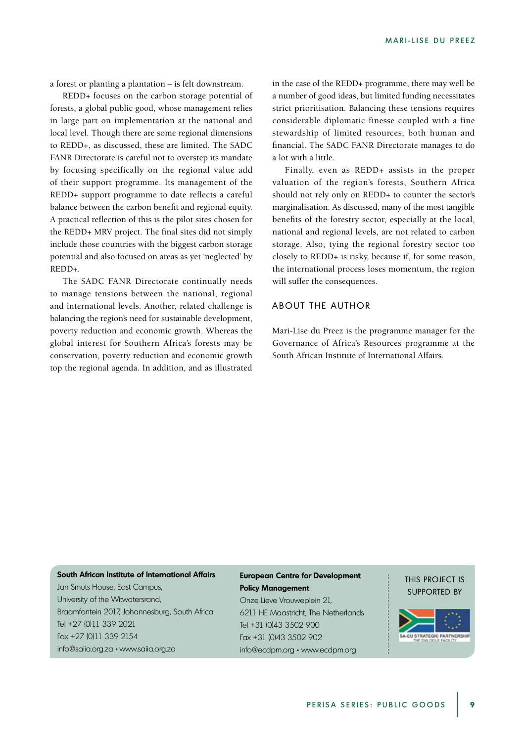a forest or planting a plantation – is felt downstream.

REDD+ focuses on the carbon storage potential of forests, a global public good, whose management relies in large part on implementation at the national and local level. Though there are some regional dimensions to REDD+, as discussed, these are limited. The SADC FANR Directorate is careful not to overstep its mandate by focusing specifically on the regional value add of their support programme. Its management of the REDD+ support programme to date reflects a careful balance between the carbon benefit and regional equity. A practical reflection of this is the pilot sites chosen for the REDD+ MRV project. The final sites did not simply include those countries with the biggest carbon storage potential and also focused on areas as yet 'neglected' by REDD+.

The SADC FANR Directorate continually needs to manage tensions between the national, regional and international levels. Another, related challenge is balancing the region's need for sustainable development, poverty reduction and economic growth. Whereas the global interest for Southern Africa's forests may be conservation, poverty reduction and economic growth top the regional agenda. In addition, and as illustrated in the case of the REDD+ programme, there may well be a number of good ideas, but limited funding necessitates strict prioritisation. Balancing these tensions requires considerable diplomatic finesse coupled with a fine stewardship of limited resources, both human and financial. The SADC FANR Directorate manages to do a lot with a little.

Finally, even as REDD+ assists in the proper valuation of the region's forests, Southern Africa should not rely only on REDD+ to counter the sector's marginalisation. As discussed, many of the most tangible benefits of the forestry sector, especially at the local, national and regional levels, are not related to carbon storage. Also, tying the regional forestry sector too closely to REDD+ is risky, because if, for some reason, the international process loses momentum, the region will suffer the consequences.

## ABOUT THE AUTHOR

Mari-Lise du Preez is the programme manager for the Governance of Africa's Resources programme at the South African Institute of International Affairs.

**South African Institute of International Affairs**
Jan Smuts House, East Campus,
University of the Witwatersrand,
Braamfontein 2017, Johannesburg, South Africa
Tel +27 (0)11 339 2021
Fax +27 (0)11 339 2154
info@saiia.org.za • www.saiia.org.za

**European Centre for Development Policy Management**
Onze Lieve Vrouweplein 21,
6211 HE Maastricht, The Netherlands
Tel +31 (0)43 3502 900
Fax +31 (0)43 3502 902
info@ecdpm.org • www.ecdpm.org

THIS PROJECT IS SUPPORTED BY

SA-EU STRATEGIC PARTNERSHIP
THE DIALOGUE FACILITY